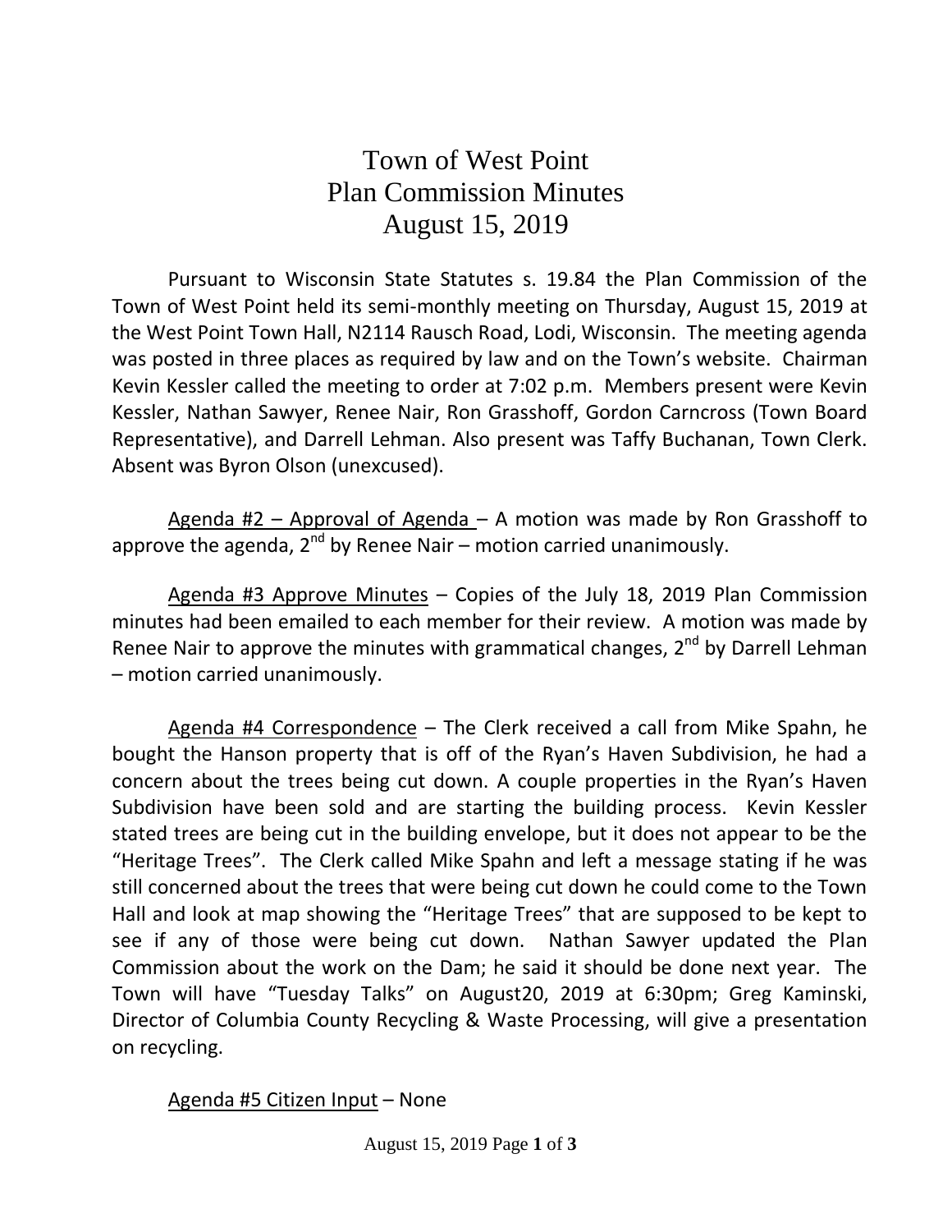# Town of West Point
# Plan Commission Minutes
# August 15, 2019

Pursuant to Wisconsin State Statutes s. 19.84 the Plan Commission of the Town of West Point held its semi-monthly meeting on Thursday, August 15, 2019 at the West Point Town Hall, N2114 Rausch Road, Lodi, Wisconsin. The meeting agenda was posted in three places as required by law and on the Town's website. Chairman Kevin Kessler called the meeting to order at 7:02 p.m. Members present were Kevin Kessler, Nathan Sawyer, Renee Nair, Ron Grasshoff, Gordon Carncross (Town Board Representative), and Darrell Lehman. Also present was Taffy Buchanan, Town Clerk. Absent was Byron Olson (unexcused).

Agenda #2 – Approval of Agenda – A motion was made by Ron Grasshoff to approve the agenda, 2nd by Renee Nair – motion carried unanimously.

Agenda #3 Approve Minutes – Copies of the July 18, 2019 Plan Commission minutes had been emailed to each member for their review. A motion was made by Renee Nair to approve the minutes with grammatical changes, 2nd by Darrell Lehman – motion carried unanimously.

Agenda #4 Correspondence – The Clerk received a call from Mike Spahn, he bought the Hanson property that is off of the Ryan's Haven Subdivision, he had a concern about the trees being cut down. A couple properties in the Ryan's Haven Subdivision have been sold and are starting the building process. Kevin Kessler stated trees are being cut in the building envelope, but it does not appear to be the "Heritage Trees". The Clerk called Mike Spahn and left a message stating if he was still concerned about the trees that were being cut down he could come to the Town Hall and look at map showing the "Heritage Trees" that are supposed to be kept to see if any of those were being cut down. Nathan Sawyer updated the Plan Commission about the work on the Dam; he said it should be done next year. The Town will have "Tuesday Talks" on August20, 2019 at 6:30pm; Greg Kaminski, Director of Columbia County Recycling & Waste Processing, will give a presentation on recycling.

Agenda #5 Citizen Input – None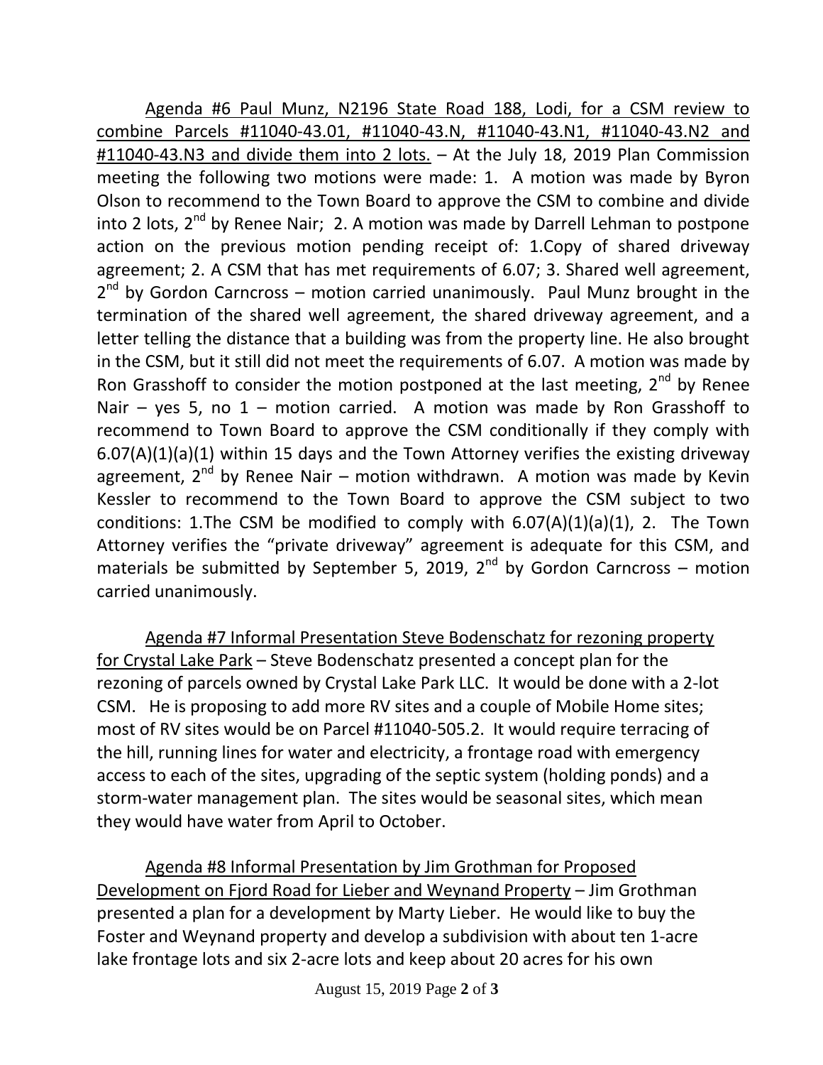Agenda #6 Paul Munz, N2196 State Road 188, Lodi, for a CSM review to combine Parcels #11040-43.01, #11040-43.N, #11040-43.N1, #11040-43.N2 and #11040-43.N3 and divide them into 2 lots. – At the July 18, 2019 Plan Commission meeting the following two motions were made: 1. A motion was made by Byron Olson to recommend to the Town Board to approve the CSM to combine and divide into 2 lots, 2nd by Renee Nair; 2. A motion was made by Darrell Lehman to postpone action on the previous motion pending receipt of: 1.Copy of shared driveway agreement; 2. A CSM that has met requirements of 6.07; 3. Shared well agreement, 2nd by Gordon Carncross – motion carried unanimously. Paul Munz brought in the termination of the shared well agreement, the shared driveway agreement, and a letter telling the distance that a building was from the property line. He also brought in the CSM, but it still did not meet the requirements of 6.07. A motion was made by Ron Grasshoff to consider the motion postponed at the last meeting, 2nd by Renee Nair – yes 5, no 1 – motion carried. A motion was made by Ron Grasshoff to recommend to Town Board to approve the CSM conditionally if they comply with 6.07(A)(1)(a)(1) within 15 days and the Town Attorney verifies the existing driveway agreement, 2nd by Renee Nair – motion withdrawn. A motion was made by Kevin Kessler to recommend to the Town Board to approve the CSM subject to two conditions: 1.The CSM be modified to comply with 6.07(A)(1)(a)(1), 2. The Town Attorney verifies the "private driveway" agreement is adequate for this CSM, and materials be submitted by September 5, 2019, 2nd by Gordon Carncross – motion carried unanimously.

Agenda #7 Informal Presentation Steve Bodenschatz for rezoning property for Crystal Lake Park – Steve Bodenschatz presented a concept plan for the rezoning of parcels owned by Crystal Lake Park LLC. It would be done with a 2-lot CSM. He is proposing to add more RV sites and a couple of Mobile Home sites; most of RV sites would be on Parcel #11040-505.2. It would require terracing of the hill, running lines for water and electricity, a frontage road with emergency access to each of the sites, upgrading of the septic system (holding ponds) and a storm-water management plan. The sites would be seasonal sites, which mean they would have water from April to October.

Agenda #8 Informal Presentation by Jim Grothman for Proposed Development on Fjord Road for Lieber and Weynand Property – Jim Grothman presented a plan for a development by Marty Lieber. He would like to buy the Foster and Weynand property and develop a subdivision with about ten 1-acre lake frontage lots and six 2-acre lots and keep about 20 acres for his own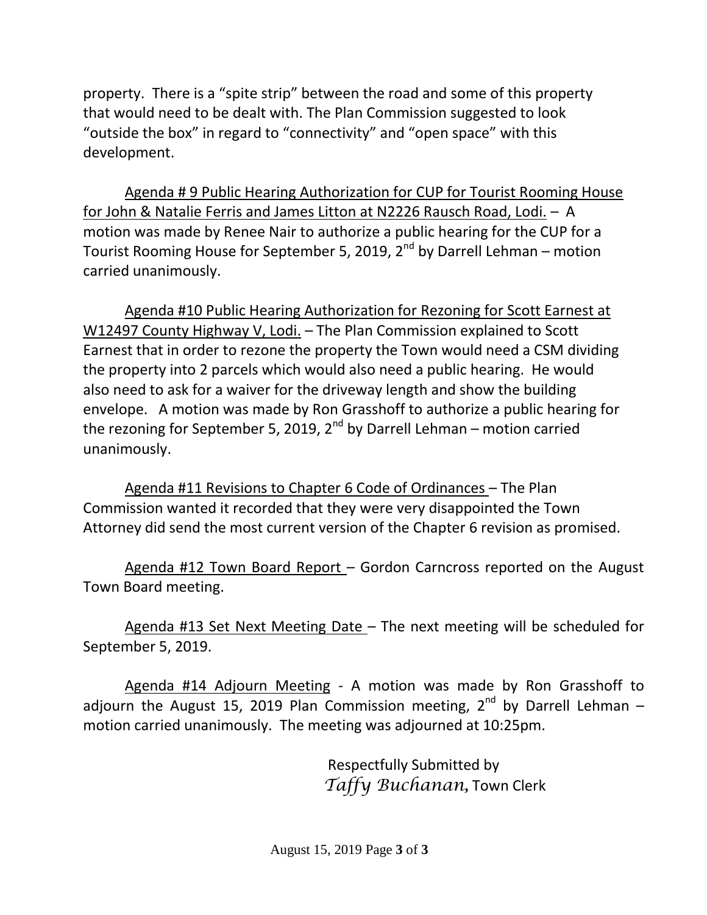property. There is a "spite strip" between the road and some of this property that would need to be dealt with. The Plan Commission suggested to look "outside the box" in regard to "connectivity" and "open space" with this development.

Agenda # 9 Public Hearing Authorization for CUP for Tourist Rooming House for John & Natalie Ferris and James Litton at N2226 Rausch Road, Lodi. – A motion was made by Renee Nair to authorize a public hearing for the CUP for a Tourist Rooming House for September 5, 2019, 2nd by Darrell Lehman – motion carried unanimously.

Agenda #10 Public Hearing Authorization for Rezoning for Scott Earnest at W12497 County Highway V, Lodi. – The Plan Commission explained to Scott Earnest that in order to rezone the property the Town would need a CSM dividing the property into 2 parcels which would also need a public hearing. He would also need to ask for a waiver for the driveway length and show the building envelope. A motion was made by Ron Grasshoff to authorize a public hearing for the rezoning for September 5, 2019, 2nd by Darrell Lehman – motion carried unanimously.

Agenda #11 Revisions to Chapter 6 Code of Ordinances – The Plan Commission wanted it recorded that they were very disappointed the Town Attorney did send the most current version of the Chapter 6 revision as promised.

Agenda #12 Town Board Report – Gordon Carncross reported on the August Town Board meeting.

Agenda #13 Set Next Meeting Date – The next meeting will be scheduled for September 5, 2019.

Agenda #14 Adjourn Meeting - A motion was made by Ron Grasshoff to adjourn the August 15, 2019 Plan Commission meeting, 2nd by Darrell Lehman – motion carried unanimously. The meeting was adjourned at 10:25pm.

Respectfully Submitted by
*Taffy Buchanan*, Town Clerk